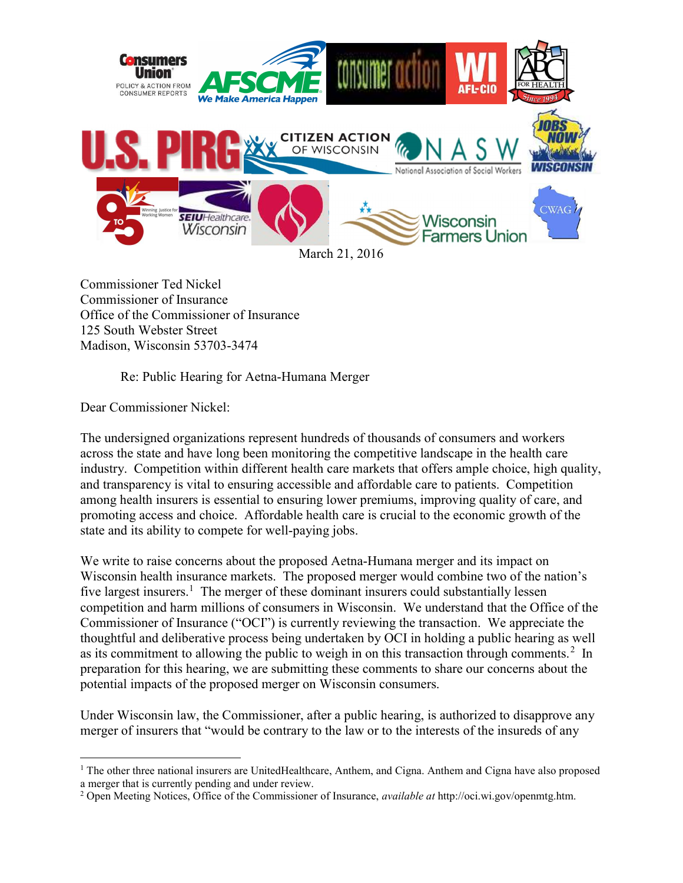March 21, 2016

Commissioner Ted Nickel
Commissioner of Insurance
Office of the Commissioner of Insurance
125 South Webster Street
Madison, Wisconsin 53703-3474

Re: Public Hearing for Aetna-Humana Merger

Dear Commissioner Nickel:

The undersigned organizations represent hundreds of thousands of consumers and workers across the state and have long been monitoring the competitive landscape in the health care industry. Competition within different health care markets that offers ample choice, high quality, and transparency is vital to ensuring accessible and affordable care to patients. Competition among health insurers is essential to ensuring lower premiums, improving quality of care, and promoting access and choice. Affordable health care is crucial to the economic growth of the state and its ability to compete for well-paying jobs.

We write to raise concerns about the proposed Aetna-Humana merger and its impact on Wisconsin health insurance markets. The proposed merger would combine two of the nation's five largest insurers.[1] The merger of these dominant insurers could substantially lessen competition and harm millions of consumers in Wisconsin. We understand that the Office of the Commissioner of Insurance ("OCI") is currently reviewing the transaction. We appreciate the thoughtful and deliberative process being undertaken by OCI in holding a public hearing as well as its commitment to allowing the public to weigh in on this transaction through comments.[2] In preparation for this hearing, we are submitting these comments to share our concerns about the potential impacts of the proposed merger on Wisconsin consumers.

Under Wisconsin law, the Commissioner, after a public hearing, is authorized to disapprove any merger of insurers that "would be contrary to the law or to the interests of the insureds of any

[1] The other three national insurers are UnitedHealthcare, Anthem, and Cigna. Anthem and Cigna have also proposed a merger that is currently pending and under review.

[2] Open Meeting Notices, Office of the Commissioner of Insurance, *available at* http://oci.wi.gov/openmtg.htm.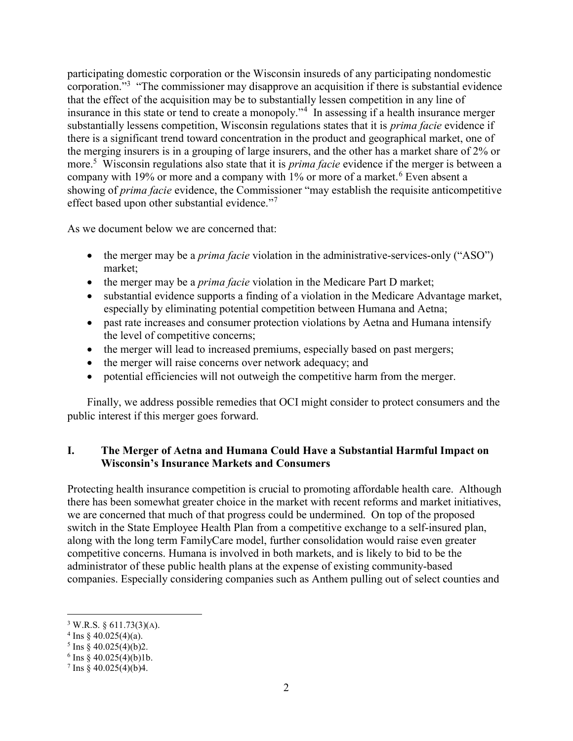participating domestic corporation or the Wisconsin insureds of any participating nondomestic corporation."[3] "The commissioner may disapprove an acquisition if there is substantial evidence that the effect of the acquisition may be to substantially lessen competition in any line of insurance in this state or tend to create a monopoly."[4] In assessing if a health insurance merger substantially lessens competition, Wisconsin regulations states that it is *prima facie* evidence if there is a significant trend toward concentration in the product and geographical market, one of the merging insurers is in a grouping of large insurers, and the other has a market share of 2% or more.[5] Wisconsin regulations also state that it is *prima facie* evidence if the merger is between a company with 19% or more and a company with 1% or more of a market.[6] Even absent a showing of *prima facie* evidence, the Commissioner "may establish the requisite anticompetitive effect based upon other substantial evidence."[7]

As we document below we are concerned that:

- the merger may be a *prima facie* violation in the administrative-services-only ("ASO") market;
- the merger may be a *prima facie* violation in the Medicare Part D market;
- substantial evidence supports a finding of a violation in the Medicare Advantage market, especially by eliminating potential competition between Humana and Aetna;
- past rate increases and consumer protection violations by Aetna and Humana intensify the level of competitive concerns;
- the merger will lead to increased premiums, especially based on past mergers;
- the merger will raise concerns over network adequacy; and
- potential efficiencies will not outweigh the competitive harm from the merger.

Finally, we address possible remedies that OCI might consider to protect consumers and the public interest if this merger goes forward.

## I. The Merger of Aetna and Humana Could Have a Substantial Harmful Impact on Wisconsin's Insurance Markets and Consumers

Protecting health insurance competition is crucial to promoting affordable health care. Although there has been somewhat greater choice in the market with recent reforms and market initiatives, we are concerned that much of that progress could be undermined. On top of the proposed switch in the State Employee Health Plan from a competitive exchange to a self-insured plan, along with the long term FamilyCare model, further consolidation would raise even greater competitive concerns. Humana is involved in both markets, and is likely to bid to be the administrator of these public health plans at the expense of existing community-based companies. Especially considering companies such as Anthem pulling out of select counties and

---

[3] W.R.S. § 611.73(3)(A).

[4] Ins § 40.025(4)(a).

[5] Ins § 40.025(4)(b)2.

[6] Ins § 40.025(4)(b)1b.

[7] Ins § 40.025(4)(b)4.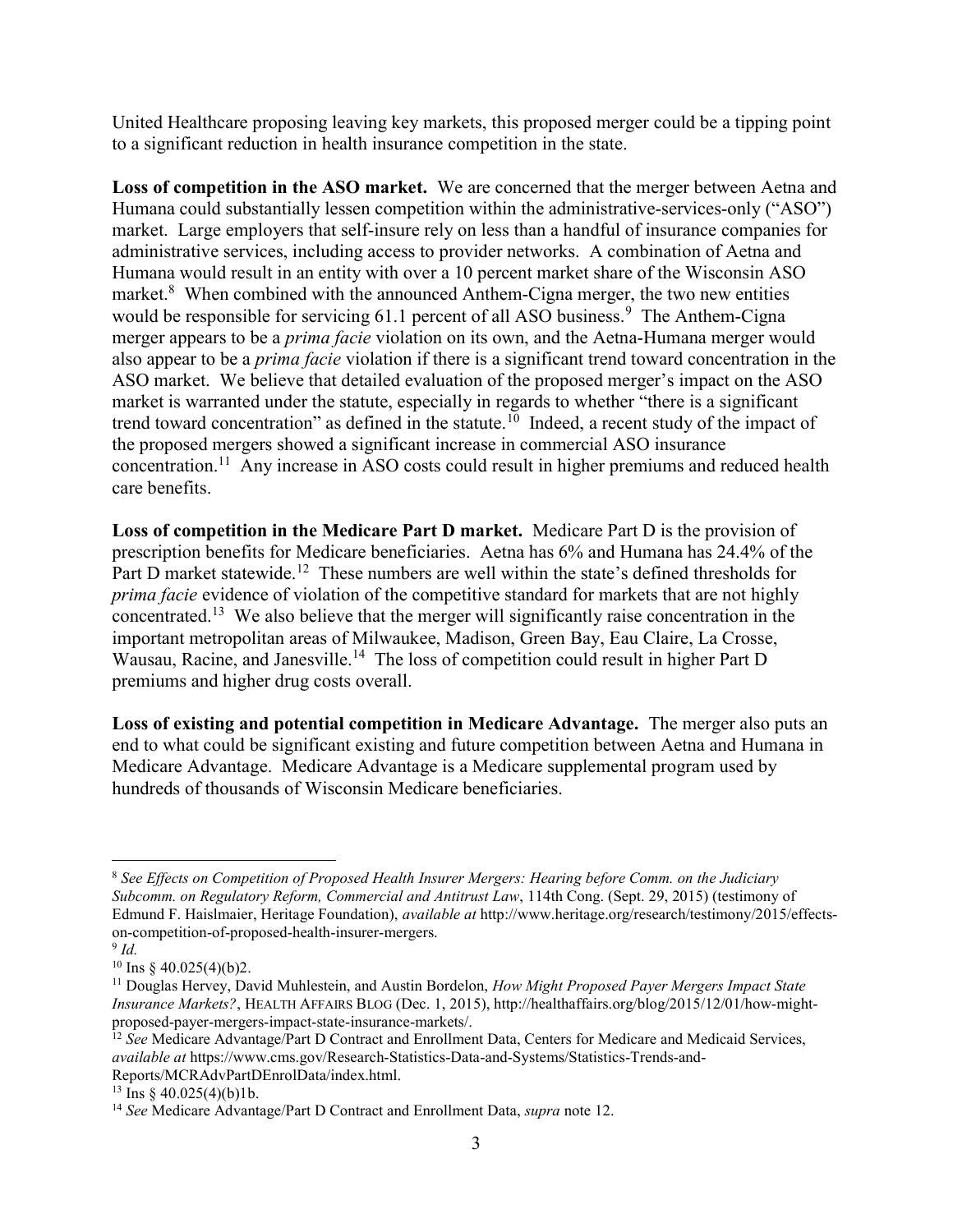United Healthcare proposing leaving key markets, this proposed merger could be a tipping point to a significant reduction in health insurance competition in the state.

**Loss of competition in the ASO market.** We are concerned that the merger between Aetna and Humana could substantially lessen competition within the administrative-services-only ("ASO") market. Large employers that self-insure rely on less than a handful of insurance companies for administrative services, including access to provider networks. A combination of Aetna and Humana would result in an entity with over a 10 percent market share of the Wisconsin ASO market.[8] When combined with the announced Anthem-Cigna merger, the two new entities would be responsible for servicing 61.1 percent of all ASO business.[9] The Anthem-Cigna merger appears to be a *prima facie* violation on its own, and the Aetna-Humana merger would also appear to be a *prima facie* violation if there is a significant trend toward concentration in the ASO market. We believe that detailed evaluation of the proposed merger's impact on the ASO market is warranted under the statute, especially in regards to whether "there is a significant trend toward concentration" as defined in the statute.[10] Indeed, a recent study of the impact of the proposed mergers showed a significant increase in commercial ASO insurance concentration.[11] Any increase in ASO costs could result in higher premiums and reduced health care benefits.

**Loss of competition in the Medicare Part D market.** Medicare Part D is the provision of prescription benefits for Medicare beneficiaries. Aetna has 6% and Humana has 24.4% of the Part D market statewide.[12] These numbers are well within the state's defined thresholds for *prima facie* evidence of violation of the competitive standard for markets that are not highly concentrated.[13] We also believe that the merger will significantly raise concentration in the important metropolitan areas of Milwaukee, Madison, Green Bay, Eau Claire, La Crosse, Wausau, Racine, and Janesville.[14] The loss of competition could result in higher Part D premiums and higher drug costs overall.

**Loss of existing and potential competition in Medicare Advantage.** The merger also puts an end to what could be significant existing and future competition between Aetna and Humana in Medicare Advantage. Medicare Advantage is a Medicare supplemental program used by hundreds of thousands of Wisconsin Medicare beneficiaries.

---

[8] *See Effects on Competition of Proposed Health Insurer Mergers: Hearing before Comm. on the Judiciary Subcomm. on Regulatory Reform, Commercial and Antitrust Law*, 114th Cong. (Sept. 29, 2015) (testimony of Edmund F. Haislmaier, Heritage Foundation), *available at* http://www.heritage.org/research/testimony/2015/effects-on-competition-of-proposed-health-insurer-mergers.

[9] *Id.*

[10] Ins § 40.025(4)(b)2.

[11] Douglas Hervey, David Muhlestein, and Austin Bordelon, *How Might Proposed Payer Mergers Impact State Insurance Markets?*, HEALTH AFFAIRS BLOG (Dec. 1, 2015), http://healthaffairs.org/blog/2015/12/01/how-might-proposed-payer-mergers-impact-state-insurance-markets/.

[12] *See* Medicare Advantage/Part D Contract and Enrollment Data, Centers for Medicare and Medicaid Services, *available at* https://www.cms.gov/Research-Statistics-Data-and-Systems/Statistics-Trends-and-Reports/MCRAdvPartDEnrolData/index.html.

[13] Ins § 40.025(4)(b)1b.

[14] *See* Medicare Advantage/Part D Contract and Enrollment Data, *supra* note 12.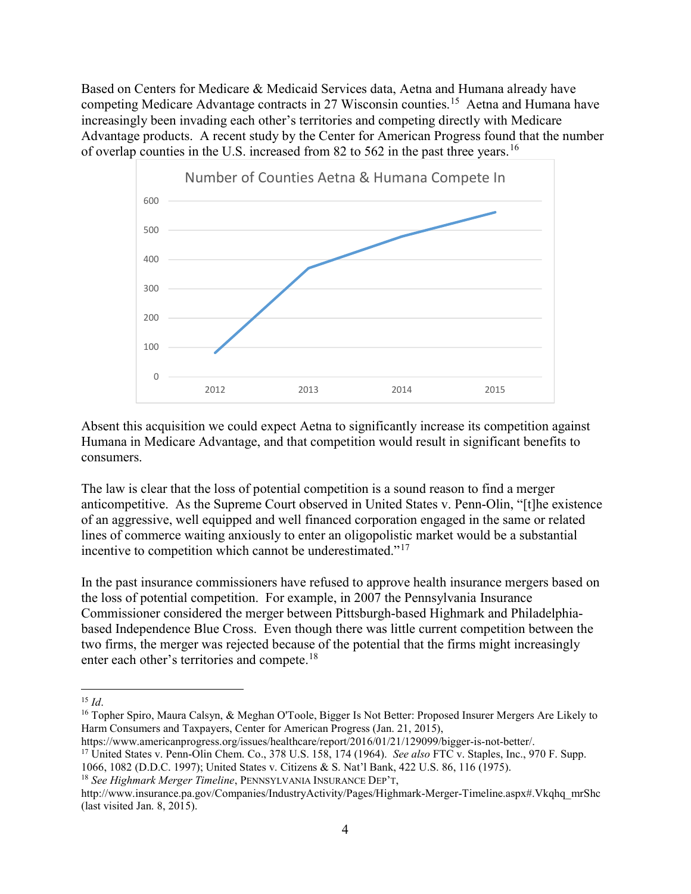Based on Centers for Medicare & Medicaid Services data, Aetna and Humana already have competing Medicare Advantage contracts in 27 Wisconsin counties.[15] Aetna and Humana have increasingly been invading each other's territories and competing directly with Medicare Advantage products. A recent study by the Center for American Progress found that the number of overlap counties in the U.S. increased from 82 to 562 in the past three years.[16]

Number of Counties Aetna & Humana Compete In

Absent this acquisition we could expect Aetna to significantly increase its competition against Humana in Medicare Advantage, and that competition would result in significant benefits to consumers.

The law is clear that the loss of potential competition is a sound reason to find a merger anticompetitive. As the Supreme Court observed in United States v. Penn-Olin, "[t]he existence of an aggressive, well equipped and well financed corporation engaged in the same or related lines of commerce waiting anxiously to enter an oligopolistic market would be a substantial incentive to competition which cannot be underestimated."[17]

In the past insurance commissioners have refused to approve health insurance mergers based on the loss of potential competition. For example, in 2007 the Pennsylvania Insurance Commissioner considered the merger between Pittsburgh-based Highmark and Philadelphia-based Independence Blue Cross. Even though there was little current competition between the two firms, the merger was rejected because of the potential that the firms might increasingly enter each other's territories and compete.[18]

---

[15] *Id*.

[16] Topher Spiro, Maura Calsyn, & Meghan O'Toole, Bigger Is Not Better: Proposed Insurer Mergers Are Likely to Harm Consumers and Taxpayers, Center for American Progress (Jan. 21, 2015), https://www.americanprogress.org/issues/healthcare/report/2016/01/21/129099/bigger-is-not-better/.

[17] United States v. Penn-Olin Chem. Co., 378 U.S. 158, 174 (1964). *See also* FTC v. Staples, Inc., 970 F. Supp. 1066, 1082 (D.D.C. 1997); United States v. Citizens & S. Nat'l Bank, 422 U.S. 86, 116 (1975).

[18] *See Highmark Merger Timeline*, PENNSYLVANIA INSURANCE DEP'T, http://www.insurance.pa.gov/Companies/IndustryActivity/Pages/Highmark-Merger-Timeline.aspx#.Vkqhq_mrShc (last visited Jan. 8, 2015).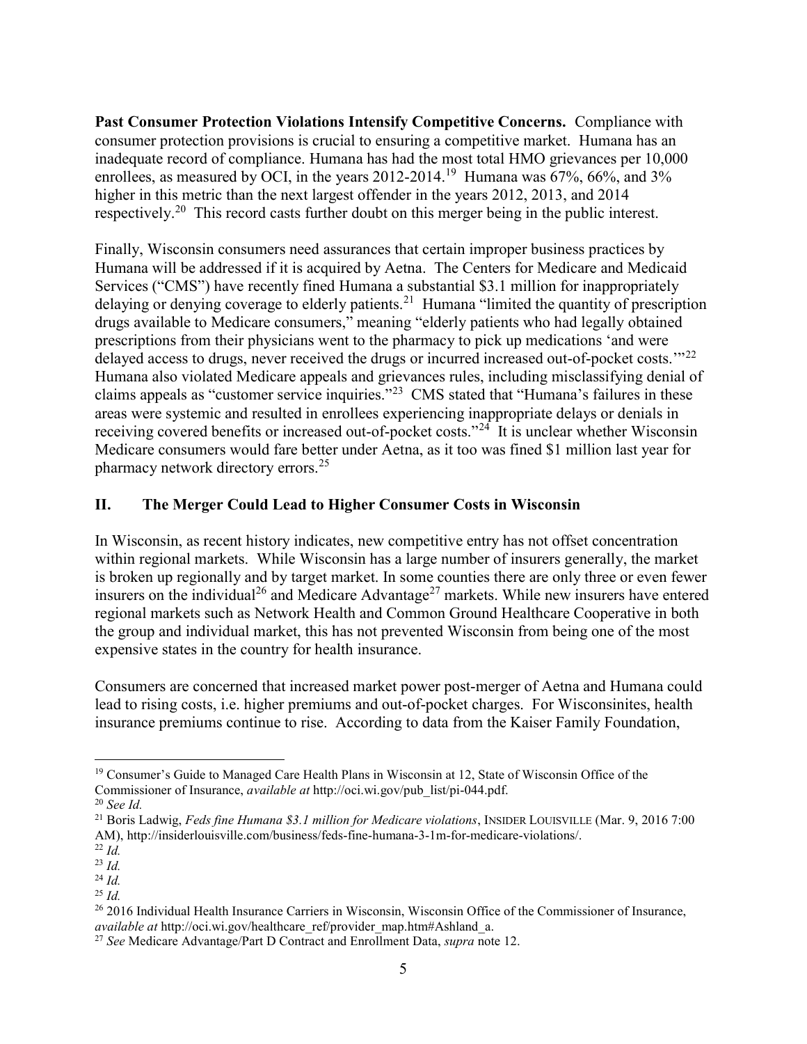**Past Consumer Protection Violations Intensify Competitive Concerns.** Compliance with consumer protection provisions is crucial to ensuring a competitive market. Humana has an inadequate record of compliance. Humana has had the most total HMO grievances per 10,000 enrollees, as measured by OCI, in the years 2012-2014.[19] Humana was 67%, 66%, and 3% higher in this metric than the next largest offender in the years 2012, 2013, and 2014 respectively.[20] This record casts further doubt on this merger being in the public interest.

Finally, Wisconsin consumers need assurances that certain improper business practices by Humana will be addressed if it is acquired by Aetna. The Centers for Medicare and Medicaid Services ("CMS") have recently fined Humana a substantial $3.1 million for inappropriately delaying or denying coverage to elderly patients.[21] Humana "limited the quantity of prescription drugs available to Medicare consumers," meaning "elderly patients who had legally obtained prescriptions from their physicians went to the pharmacy to pick up medications 'and were delayed access to drugs, never received the drugs or incurred increased out-of-pocket costs.'"[22] Humana also violated Medicare appeals and grievances rules, including misclassifying denial of claims appeals as "customer service inquiries."[23] CMS stated that "Humana's failures in these areas were systemic and resulted in enrollees experiencing inappropriate delays or denials in receiving covered benefits or increased out-of-pocket costs."[24] It is unclear whether Wisconsin Medicare consumers would fare better under Aetna, as it too was fined $1 million last year for pharmacy network directory errors.[25]

## II. The Merger Could Lead to Higher Consumer Costs in Wisconsin

In Wisconsin, as recent history indicates, new competitive entry has not offset concentration within regional markets. While Wisconsin has a large number of insurers generally, the market is broken up regionally and by target market. In some counties there are only three or even fewer insurers on the individual[26] and Medicare Advantage[27] markets. While new insurers have entered regional markets such as Network Health and Common Ground Healthcare Cooperative in both the group and individual market, this has not prevented Wisconsin from being one of the most expensive states in the country for health insurance.

Consumers are concerned that increased market power post-merger of Aetna and Humana could lead to rising costs, i.e. higher premiums and out-of-pocket charges. For Wisconsinites, health insurance premiums continue to rise. According to data from the Kaiser Family Foundation,

---

[19] Consumer's Guide to Managed Care Health Plans in Wisconsin at 12, State of Wisconsin Office of the Commissioner of Insurance, *available at* http://oci.wi.gov/pub_list/pi-044.pdf.

[20] *See Id.*

[21] Boris Ladwig, *Feds fine Humana $3.1 million for Medicare violations*, INSIDER LOUISVILLE (Mar. 9, 2016 7:00 AM), http://insiderlouisville.com/business/feds-fine-humana-3-1m-for-medicare-violations/.

[22] *Id.*

[23] *Id.*

[24] *Id.*

[25] *Id.*

[26] 2016 Individual Health Insurance Carriers in Wisconsin, Wisconsin Office of the Commissioner of Insurance, *available at* http://oci.wi.gov/healthcare_ref/provider_map.htm#Ashland_a.

[27] *See* Medicare Advantage/Part D Contract and Enrollment Data, *supra* note 12.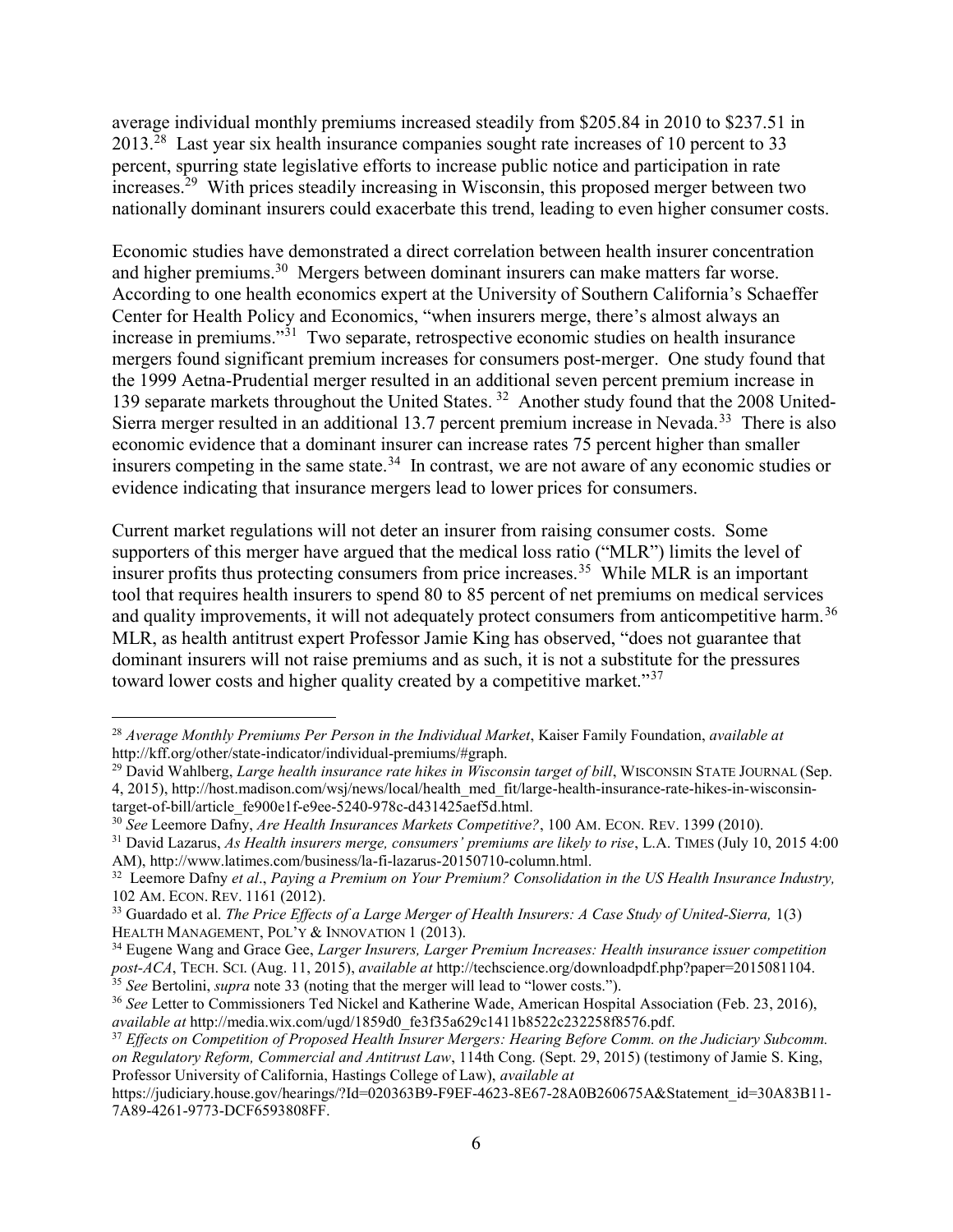average individual monthly premiums increased steadily from $205.84 in 2010 to $237.51 in 2013.[28] Last year six health insurance companies sought rate increases of 10 percent to 33 percent, spurring state legislative efforts to increase public notice and participation in rate increases.[29] With prices steadily increasing in Wisconsin, this proposed merger between two nationally dominant insurers could exacerbate this trend, leading to even higher consumer costs.

Economic studies have demonstrated a direct correlation between health insurer concentration and higher premiums.[30] Mergers between dominant insurers can make matters far worse. According to one health economics expert at the University of Southern California's Schaeffer Center for Health Policy and Economics, "when insurers merge, there's almost always an increase in premiums."[31] Two separate, retrospective economic studies on health insurance mergers found significant premium increases for consumers post-merger. One study found that the 1999 Aetna-Prudential merger resulted in an additional seven percent premium increase in 139 separate markets throughout the United States.[32] Another study found that the 2008 United-Sierra merger resulted in an additional 13.7 percent premium increase in Nevada.[33] There is also economic evidence that a dominant insurer can increase rates 75 percent higher than smaller insurers competing in the same state.[34] In contrast, we are not aware of any economic studies or evidence indicating that insurance mergers lead to lower prices for consumers.

Current market regulations will not deter an insurer from raising consumer costs. Some supporters of this merger have argued that the medical loss ratio ("MLR") limits the level of insurer profits thus protecting consumers from price increases.[35] While MLR is an important tool that requires health insurers to spend 80 to 85 percent of net premiums on medical services and quality improvements, it will not adequately protect consumers from anticompetitive harm.[36] MLR, as health antitrust expert Professor Jamie King has observed, "does not guarantee that dominant insurers will not raise premiums and as such, it is not a substitute for the pressures toward lower costs and higher quality created by a competitive market."[37]

---

[28] *Average Monthly Premiums Per Person in the Individual Market*, Kaiser Family Foundation, *available at* http://kff.org/other/state-indicator/individual-premiums/#graph.

[29] David Wahlberg, *Large health insurance rate hikes in Wisconsin target of bill*, WISCONSIN STATE JOURNAL (Sep. 4, 2015), http://host.madison.com/wsj/news/local/health_med_fit/large-health-insurance-rate-hikes-in-wisconsin-target-of-bill/article_fe900e1f-e9ee-5240-978c-d431425aef5d.html.

[30] *See* Leemore Dafny, *Are Health Insurances Markets Competitive?*, 100 AM. ECON. REV. 1399 (2010).

[31] David Lazarus, *As Health insurers merge, consumers' premiums are likely to rise*, L.A. TIMES (July 10, 2015 4:00 AM), http://www.latimes.com/business/la-fi-lazarus-20150710-column.html.

[32] Leemore Dafny *et al*., *Paying a Premium on Your Premium? Consolidation in the US Health Insurance Industry,* 102 AM. ECON. REV. 1161 (2012).

[33] Guardado et al. *The Price Effects of a Large Merger of Health Insurers: A Case Study of United-Sierra,* 1(3) HEALTH MANAGEMENT, POL'Y & INNOVATION 1 (2013).

[34] Eugene Wang and Grace Gee, *Larger Insurers, Larger Premium Increases: Health insurance issuer competition post-ACA*, TECH. SCI. (Aug. 11, 2015), *available at* http://techscience.org/downloadpdf.php?paper=2015081104.

[35] *See* Bertolini, *supra* note 33 (noting that the merger will lead to "lower costs.").

[36] *See* Letter to Commissioners Ted Nickel and Katherine Wade, American Hospital Association (Feb. 23, 2016), *available at* http://media.wix.com/ugd/1859d0_fe3f35a629c1411b8522c232258f8576.pdf.

[37] *Effects on Competition of Proposed Health Insurer Mergers: Hearing Before Comm. on the Judiciary Subcomm. on Regulatory Reform, Commercial and Antitrust Law*, 114th Cong. (Sept. 29, 2015) (testimony of Jamie S. King, Professor University of California, Hastings College of Law), *available at* https://judiciary.house.gov/hearings/?Id=020363B9-F9EF-4623-8E67-28A0B260675A&Statement_id=30A83B11-7A89-4261-9773-DCF6593808FF.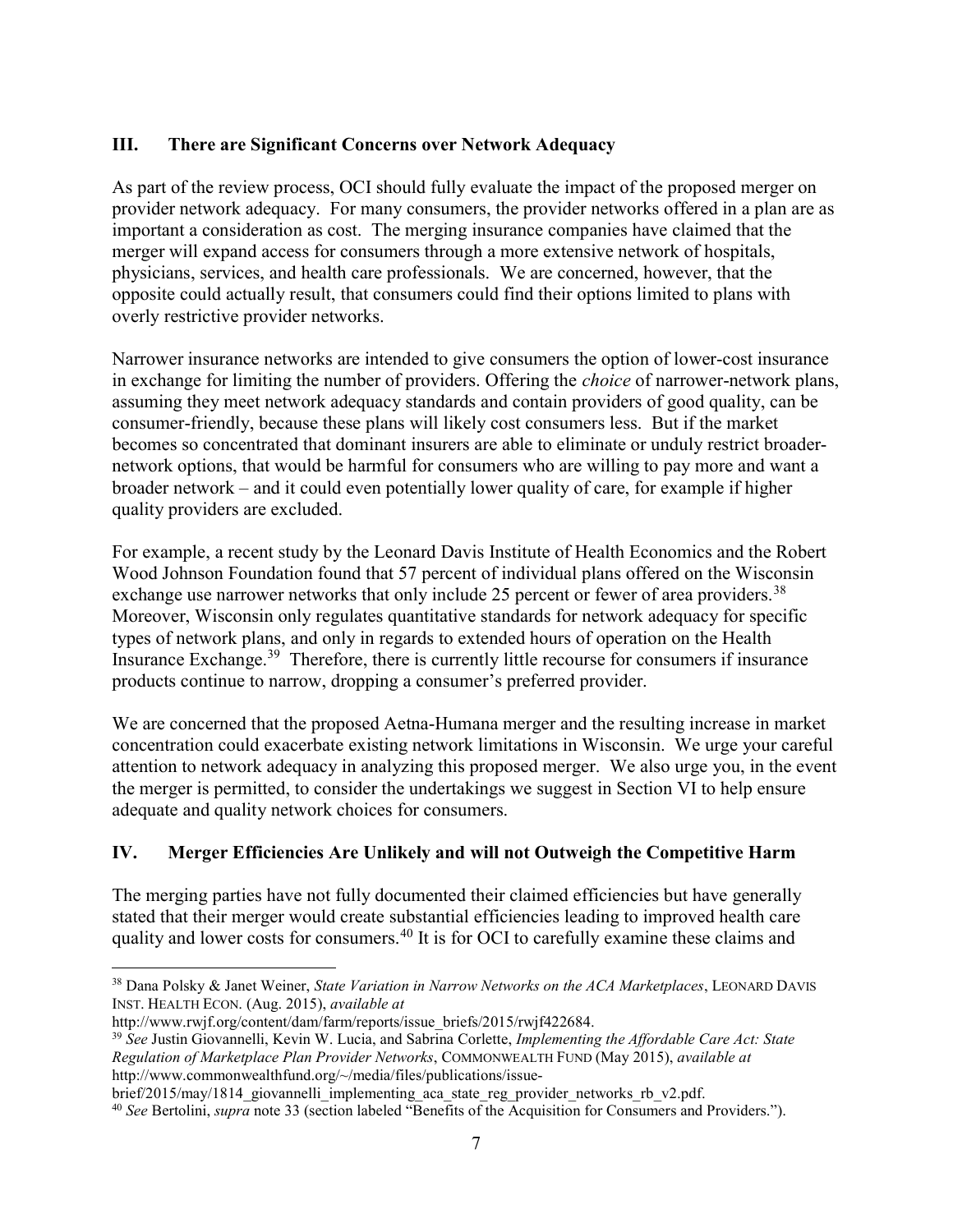## III. There are Significant Concerns over Network Adequacy

As part of the review process, OCI should fully evaluate the impact of the proposed merger on provider network adequacy. For many consumers, the provider networks offered in a plan are as important a consideration as cost. The merging insurance companies have claimed that the merger will expand access for consumers through a more extensive network of hospitals, physicians, services, and health care professionals. We are concerned, however, that the opposite could actually result, that consumers could find their options limited to plans with overly restrictive provider networks.

Narrower insurance networks are intended to give consumers the option of lower-cost insurance in exchange for limiting the number of providers. Offering the *choice* of narrower-network plans, assuming they meet network adequacy standards and contain providers of good quality, can be consumer-friendly, because these plans will likely cost consumers less. But if the market becomes so concentrated that dominant insurers are able to eliminate or unduly restrict broader-network options, that would be harmful for consumers who are willing to pay more and want a broader network – and it could even potentially lower quality of care, for example if higher quality providers are excluded.

For example, a recent study by the Leonard Davis Institute of Health Economics and the Robert Wood Johnson Foundation found that 57 percent of individual plans offered on the Wisconsin exchange use narrower networks that only include 25 percent or fewer of area providers.[38] Moreover, Wisconsin only regulates quantitative standards for network adequacy for specific types of network plans, and only in regards to extended hours of operation on the Health Insurance Exchange.[39] Therefore, there is currently little recourse for consumers if insurance products continue to narrow, dropping a consumer's preferred provider.

We are concerned that the proposed Aetna-Humana merger and the resulting increase in market concentration could exacerbate existing network limitations in Wisconsin. We urge your careful attention to network adequacy in analyzing this proposed merger. We also urge you, in the event the merger is permitted, to consider the undertakings we suggest in Section VI to help ensure adequate and quality network choices for consumers.

## IV. Merger Efficiencies Are Unlikely and will not Outweigh the Competitive Harm

The merging parties have not fully documented their claimed efficiencies but have generally stated that their merger would create substantial efficiencies leading to improved health care quality and lower costs for consumers.[40] It is for OCI to carefully examine these claims and

---

[38] Dana Polsky & Janet Weiner, *State Variation in Narrow Networks on the ACA Marketplaces*, LEONARD DAVIS INST. HEALTH ECON. (Aug. 2015), *available at* http://www.rwjf.org/content/dam/farm/reports/issue_briefs/2015/rwjf422684.

[39] *See* Justin Giovannelli, Kevin W. Lucia, and Sabrina Corlette, *Implementing the Affordable Care Act: State Regulation of Marketplace Plan Provider Networks*, COMMONWEALTH FUND (May 2015), *available at* http://www.commonwealthfund.org/~/media/files/publications/issue-brief/2015/may/1814_giovannelli_implementing_aca_state_reg_provider_networks_rb_v2.pdf.

[40] *See* Bertolini, *supra* note 33 (section labeled "Benefits of the Acquisition for Consumers and Providers.").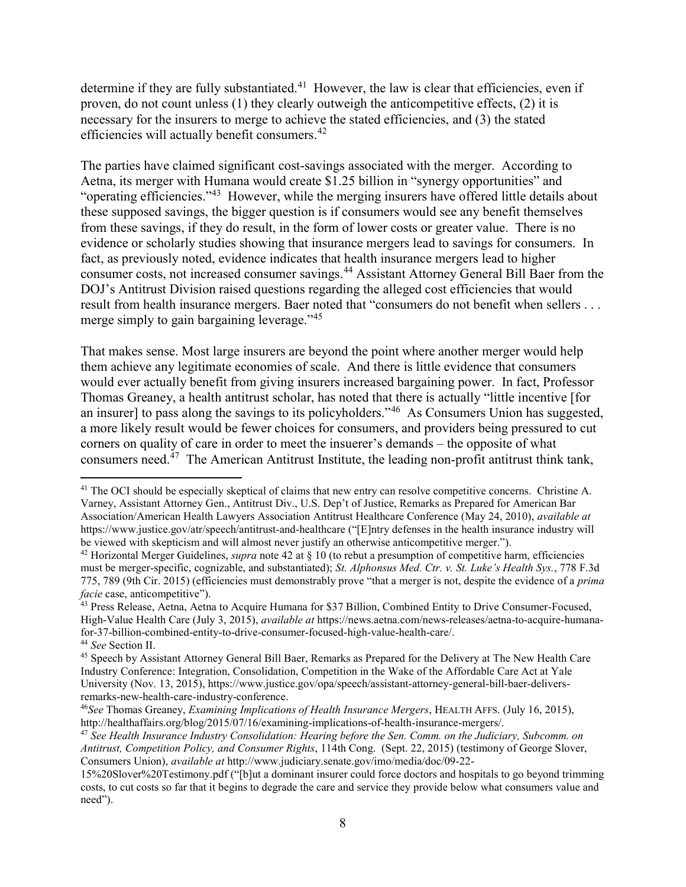determine if they are fully substantiated.[41] However, the law is clear that efficiencies, even if proven, do not count unless (1) they clearly outweigh the anticompetitive effects, (2) it is necessary for the insurers to merge to achieve the stated efficiencies, and (3) the stated efficiencies will actually benefit consumers.[42]

The parties have claimed significant cost-savings associated with the merger. According to Aetna, its merger with Humana would create $1.25 billion in "synergy opportunities" and "operating efficiencies."[43] However, while the merging insurers have offered little details about these supposed savings, the bigger question is if consumers would see any benefit themselves from these savings, if they do result, in the form of lower costs or greater value. There is no evidence or scholarly studies showing that insurance mergers lead to savings for consumers. In fact, as previously noted, evidence indicates that health insurance mergers lead to higher consumer costs, not increased consumer savings.[44] Assistant Attorney General Bill Baer from the DOJ's Antitrust Division raised questions regarding the alleged cost efficiencies that would result from health insurance mergers. Baer noted that "consumers do not benefit when sellers . . . merge simply to gain bargaining leverage."[45]

That makes sense. Most large insurers are beyond the point where another merger would help them achieve any legitimate economies of scale. And there is little evidence that consumers would ever actually benefit from giving insurers increased bargaining power. In fact, Professor Thomas Greaney, a health antitrust scholar, has noted that there is actually "little incentive [for an insurer] to pass along the savings to its policyholders."[46] As Consumers Union has suggested, a more likely result would be fewer choices for consumers, and providers being pressured to cut corners on quality of care in order to meet the insuerer's demands – the opposite of what consumers need.[47] The American Antitrust Institute, the leading non-profit antitrust think tank,

---

[41] The OCI should be especially skeptical of claims that new entry can resolve competitive concerns. Christine A. Varney, Assistant Attorney Gen., Antitrust Div., U.S. Dep't of Justice, Remarks as Prepared for American Bar Association/American Health Lawyers Association Antitrust Healthcare Conference (May 24, 2010), *available at* https://www.justice.gov/atr/speech/antitrust-and-healthcare ("[E]ntry defenses in the health insurance industry will be viewed with skepticism and will almost never justify an otherwise anticompetitive merger.").

[42] Horizontal Merger Guidelines, *supra* note 42 at § 10 (to rebut a presumption of competitive harm, efficiencies must be merger-specific, cognizable, and substantiated); *St. Alphonsus Med. Ctr. v. St. Luke's Health Sys.*, 778 F.3d 775, 789 (9th Cir. 2015) (efficiencies must demonstrably prove "that a merger is not, despite the evidence of a *prima facie* case, anticompetitive").

[43] Press Release, Aetna, Aetna to Acquire Humana for $37 Billion, Combined Entity to Drive Consumer-Focused, High-Value Health Care (July 3, 2015), *available at* https://news.aetna.com/news-releases/aetna-to-acquire-humana-for-37-billion-combined-entity-to-drive-consumer-focused-high-value-health-care/.

[44] *See* Section II.

[45] Speech by Assistant Attorney General Bill Baer, Remarks as Prepared for the Delivery at The New Health Care Industry Conference: Integration, Consolidation, Competition in the Wake of the Affordable Care Act at Yale University (Nov. 13, 2015), https://www.justice.gov/opa/speech/assistant-attorney-general-bill-baer-delivers-remarks-new-health-care-industry-conference.

[46] *See* Thomas Greaney, *Examining Implications of Health Insurance Mergers*, HEALTH AFFS. (July 16, 2015), http://healthaffairs.org/blog/2015/07/16/examining-implications-of-health-insurance-mergers/.

[47] *See Health Insurance Industry Consolidation: Hearing before the Sen. Comm. on the Judiciary, Subcomm. on Antitrust, Competition Policy, and Consumer Rights*, 114th Cong. (Sept. 22, 2015) (testimony of George Slover, Consumers Union), *available at* http://www.judiciary.senate.gov/imo/media/doc/09-22-15%20Slover%20Testimony.pdf ("[b]ut a dominant insurer could force doctors and hospitals to go beyond trimming costs, to cut costs so far that it begins to degrade the care and service they provide below what consumers value and need").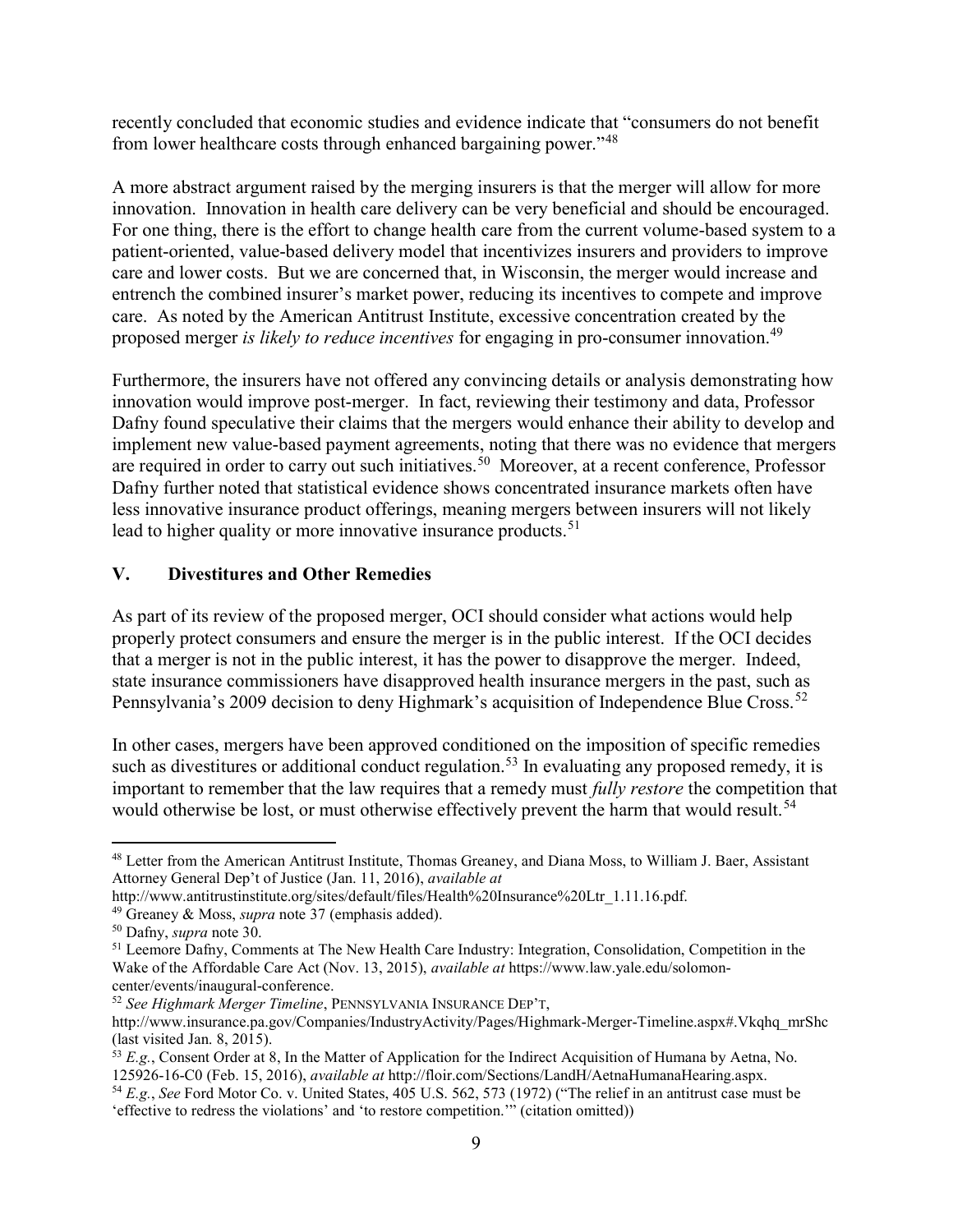recently concluded that economic studies and evidence indicate that "consumers do not benefit from lower healthcare costs through enhanced bargaining power."[48]

A more abstract argument raised by the merging insurers is that the merger will allow for more innovation. Innovation in health care delivery can be very beneficial and should be encouraged. For one thing, there is the effort to change health care from the current volume-based system to a patient-oriented, value-based delivery model that incentivizes insurers and providers to improve care and lower costs. But we are concerned that, in Wisconsin, the merger would increase and entrench the combined insurer's market power, reducing its incentives to compete and improve care. As noted by the American Antitrust Institute, excessive concentration created by the proposed merger *is likely to reduce incentives* for engaging in pro-consumer innovation.[49]

Furthermore, the insurers have not offered any convincing details or analysis demonstrating how innovation would improve post-merger. In fact, reviewing their testimony and data, Professor Dafny found speculative their claims that the mergers would enhance their ability to develop and implement new value-based payment agreements, noting that there was no evidence that mergers are required in order to carry out such initiatives.[50] Moreover, at a recent conference, Professor Dafny further noted that statistical evidence shows concentrated insurance markets often have less innovative insurance product offerings, meaning mergers between insurers will not likely lead to higher quality or more innovative insurance products.[51]

## V. Divestitures and Other Remedies

As part of its review of the proposed merger, OCI should consider what actions would help properly protect consumers and ensure the merger is in the public interest. If the OCI decides that a merger is not in the public interest, it has the power to disapprove the merger. Indeed, state insurance commissioners have disapproved health insurance mergers in the past, such as Pennsylvania's 2009 decision to deny Highmark's acquisition of Independence Blue Cross.[52]

In other cases, mergers have been approved conditioned on the imposition of specific remedies such as divestitures or additional conduct regulation.[53] In evaluating any proposed remedy, it is important to remember that the law requires that a remedy must *fully restore* the competition that would otherwise be lost, or must otherwise effectively prevent the harm that would result.[54]

---

[48] Letter from the American Antitrust Institute, Thomas Greaney, and Diana Moss, to William J. Baer, Assistant Attorney General Dep't of Justice (Jan. 11, 2016), *available at* http://www.antitrustinstitute.org/sites/default/files/Health%20Insurance%20Ltr_1.11.16.pdf.

[49] Greaney & Moss, *supra* note 37 (emphasis added).

[50] Dafny, *supra* note 30.

[51] Leemore Dafny, Comments at The New Health Care Industry: Integration, Consolidation, Competition in the Wake of the Affordable Care Act (Nov. 13, 2015), *available at* https://www.law.yale.edu/solomon-center/events/inaugural-conference.

[52] *See Highmark Merger Timeline*, Pennsylvania Insurance Dep't, http://www.insurance.pa.gov/Companies/IndustryActivity/Pages/Highmark-Merger-Timeline.aspx#.Vkqhq_mrShc (last visited Jan. 8, 2015).

[53] *E.g.*, Consent Order at 8, In the Matter of Application for the Indirect Acquisition of Humana by Aetna, No. 125926-16-C0 (Feb. 15, 2016), *available at* http://floir.com/Sections/LandH/AetnaHumanaHearing.aspx.

[54] *E.g.*, *See* Ford Motor Co. v. United States, 405 U.S. 562, 573 (1972) ("The relief in an antitrust case must be 'effective to redress the violations' and 'to restore competition.'" (citation omitted))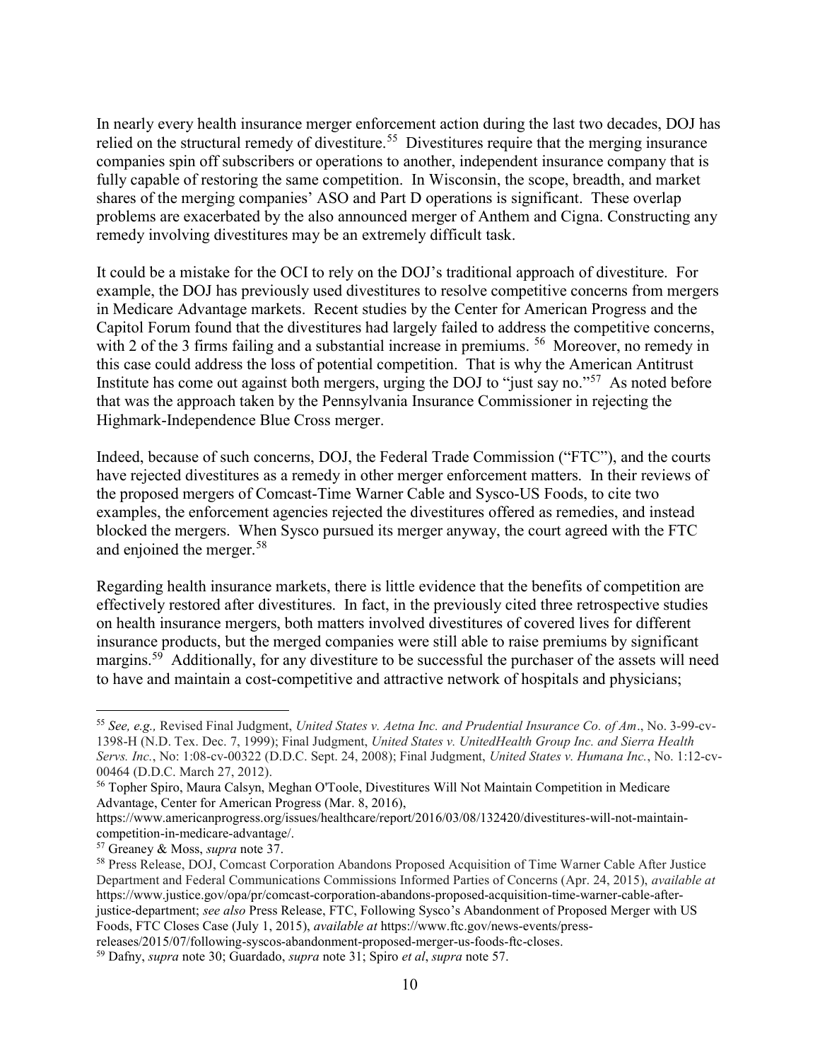In nearly every health insurance merger enforcement action during the last two decades, DOJ has relied on the structural remedy of divestiture.[55] Divestitures require that the merging insurance companies spin off subscribers or operations to another, independent insurance company that is fully capable of restoring the same competition. In Wisconsin, the scope, breadth, and market shares of the merging companies' ASO and Part D operations is significant. These overlap problems are exacerbated by the also announced merger of Anthem and Cigna. Constructing any remedy involving divestitures may be an extremely difficult task.

It could be a mistake for the OCI to rely on the DOJ's traditional approach of divestiture. For example, the DOJ has previously used divestitures to resolve competitive concerns from mergers in Medicare Advantage markets. Recent studies by the Center for American Progress and the Capitol Forum found that the divestitures had largely failed to address the competitive concerns, with 2 of the 3 firms failing and a substantial increase in premiums.[56] Moreover, no remedy in this case could address the loss of potential competition. That is why the American Antitrust Institute has come out against both mergers, urging the DOJ to "just say no."[57] As noted before that was the approach taken by the Pennsylvania Insurance Commissioner in rejecting the Highmark-Independence Blue Cross merger.

Indeed, because of such concerns, DOJ, the Federal Trade Commission ("FTC"), and the courts have rejected divestitures as a remedy in other merger enforcement matters. In their reviews of the proposed mergers of Comcast-Time Warner Cable and Sysco-US Foods, to cite two examples, the enforcement agencies rejected the divestitures offered as remedies, and instead blocked the mergers. When Sysco pursued its merger anyway, the court agreed with the FTC and enjoined the merger.[58]

Regarding health insurance markets, there is little evidence that the benefits of competition are effectively restored after divestitures. In fact, in the previously cited three retrospective studies on health insurance mergers, both matters involved divestitures of covered lives for different insurance products, but the merged companies were still able to raise premiums by significant margins.[59] Additionally, for any divestiture to be successful the purchaser of the assets will need to have and maintain a cost-competitive and attractive network of hospitals and physicians;

---

[55] *See, e.g.,* Revised Final Judgment, *United States v. Aetna Inc. and Prudential Insurance Co. of Am*., No. 3-99-cv-1398-H (N.D. Tex. Dec. 7, 1999); Final Judgment, *United States v. UnitedHealth Group Inc. and Sierra Health Servs. Inc.*, No: 1:08-cv-00322 (D.D.C. Sept. 24, 2008); Final Judgment, *United States v. Humana Inc.*, No. 1:12-cv-00464 (D.D.C. March 27, 2012).

[56] Topher Spiro, Maura Calsyn, Meghan O'Toole, Divestitures Will Not Maintain Competition in Medicare Advantage, Center for American Progress (Mar. 8, 2016), https://www.americanprogress.org/issues/healthcare/report/2016/03/08/132420/divestitures-will-not-maintain-competition-in-medicare-advantage/.

[57] Greaney & Moss, *supra* note 37.

[58] Press Release, DOJ, Comcast Corporation Abandons Proposed Acquisition of Time Warner Cable After Justice Department and Federal Communications Commissions Informed Parties of Concerns (Apr. 24, 2015), *available at* https://www.justice.gov/opa/pr/comcast-corporation-abandons-proposed-acquisition-time-warner-cable-after-justice-department; *see also* Press Release, FTC, Following Sysco's Abandonment of Proposed Merger with US Foods, FTC Closes Case (July 1, 2015), *available at* https://www.ftc.gov/news-events/press-releases/2015/07/following-syscos-abandonment-proposed-merger-us-foods-ftc-closes.

[59] Dafny, *supra* note 30; Guardado, *supra* note 31; Spiro *et al*, *supra* note 57.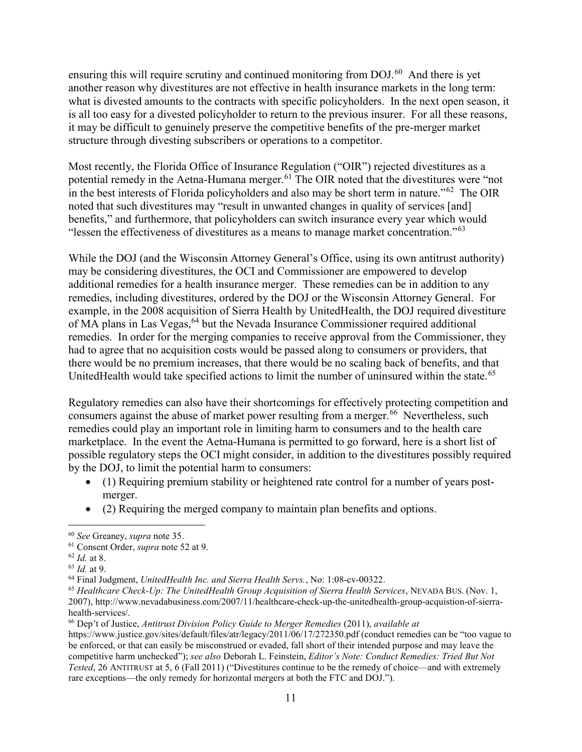ensuring this will require scrutiny and continued monitoring from DOJ.[60] And there is yet another reason why divestitures are not effective in health insurance markets in the long term: what is divested amounts to the contracts with specific policyholders. In the next open season, it is all too easy for a divested policyholder to return to the previous insurer. For all these reasons, it may be difficult to genuinely preserve the competitive benefits of the pre-merger market structure through divesting subscribers or operations to a competitor.

Most recently, the Florida Office of Insurance Regulation ("OIR") rejected divestitures as a potential remedy in the Aetna-Humana merger.[61] The OIR noted that the divestitures were "not in the best interests of Florida policyholders and also may be short term in nature."[62] The OIR noted that such divestitures may "result in unwanted changes in quality of services [and] benefits," and furthermore, that policyholders can switch insurance every year which would "lessen the effectiveness of divestitures as a means to manage market concentration."[63]

While the DOJ (and the Wisconsin Attorney General's Office, using its own antitrust authority) may be considering divestitures, the OCI and Commissioner are empowered to develop additional remedies for a health insurance merger. These remedies can be in addition to any remedies, including divestitures, ordered by the DOJ or the Wisconsin Attorney General. For example, in the 2008 acquisition of Sierra Health by UnitedHealth, the DOJ required divestiture of MA plans in Las Vegas,[64] but the Nevada Insurance Commissioner required additional remedies. In order for the merging companies to receive approval from the Commissioner, they had to agree that no acquisition costs would be passed along to consumers or providers, that there would be no premium increases, that there would be no scaling back of benefits, and that UnitedHealth would take specified actions to limit the number of uninsured within the state.[65]

Regulatory remedies can also have their shortcomings for effectively protecting competition and consumers against the abuse of market power resulting from a merger.[66] Nevertheless, such remedies could play an important role in limiting harm to consumers and to the health care marketplace. In the event the Aetna-Humana is permitted to go forward, here is a short list of possible regulatory steps the OCI might consider, in addition to the divestitures possibly required by the DOJ, to limit the potential harm to consumers:

- (1) Requiring premium stability or heightened rate control for a number of years post-merger.
- (2) Requiring the merged company to maintain plan benefits and options.

---

[60] *See* Greaney, *supra* note 35.

[61] Consent Order, *supra* note 52 at 9.

[62] *Id.* at 8.

[63] *Id.* at 9.

[64] Final Judgment, *UnitedHealth Inc. and Sierra Health Servs.*, No: 1:08-cv-00322.

[65] *Healthcare Check-Up: The UnitedHealth Group Acquisition of Sierra Health Services*, NEVADA BUS. (Nov. 1, 2007), http://www.nevadabusiness.com/2007/11/healthcare-check-up-the-unitedhealth-group-acqustion-of-sierra-health-services/.

[66] Dep't of Justice, *Antitrust Division Policy Guide to Merger Remedies* (2011), *available at* https://www.justice.gov/sites/default/files/atr/legacy/2011/06/17/272350.pdf (conduct remedies can be "too vague to be enforced, or that can easily be misconstrued or evaded, fall short of their intended purpose and may leave the competitive harm unchecked"); *see also* Deborah L. Feinstein, *Editor's Note: Conduct Remedies: Tried But Not Tested*, 26 ANTITRUST at 5, 6 (Fall 2011) ("Divestitures continue to be the remedy of choice—and with extremely rare exceptions—the only remedy for horizontal mergers at both the FTC and DOJ.").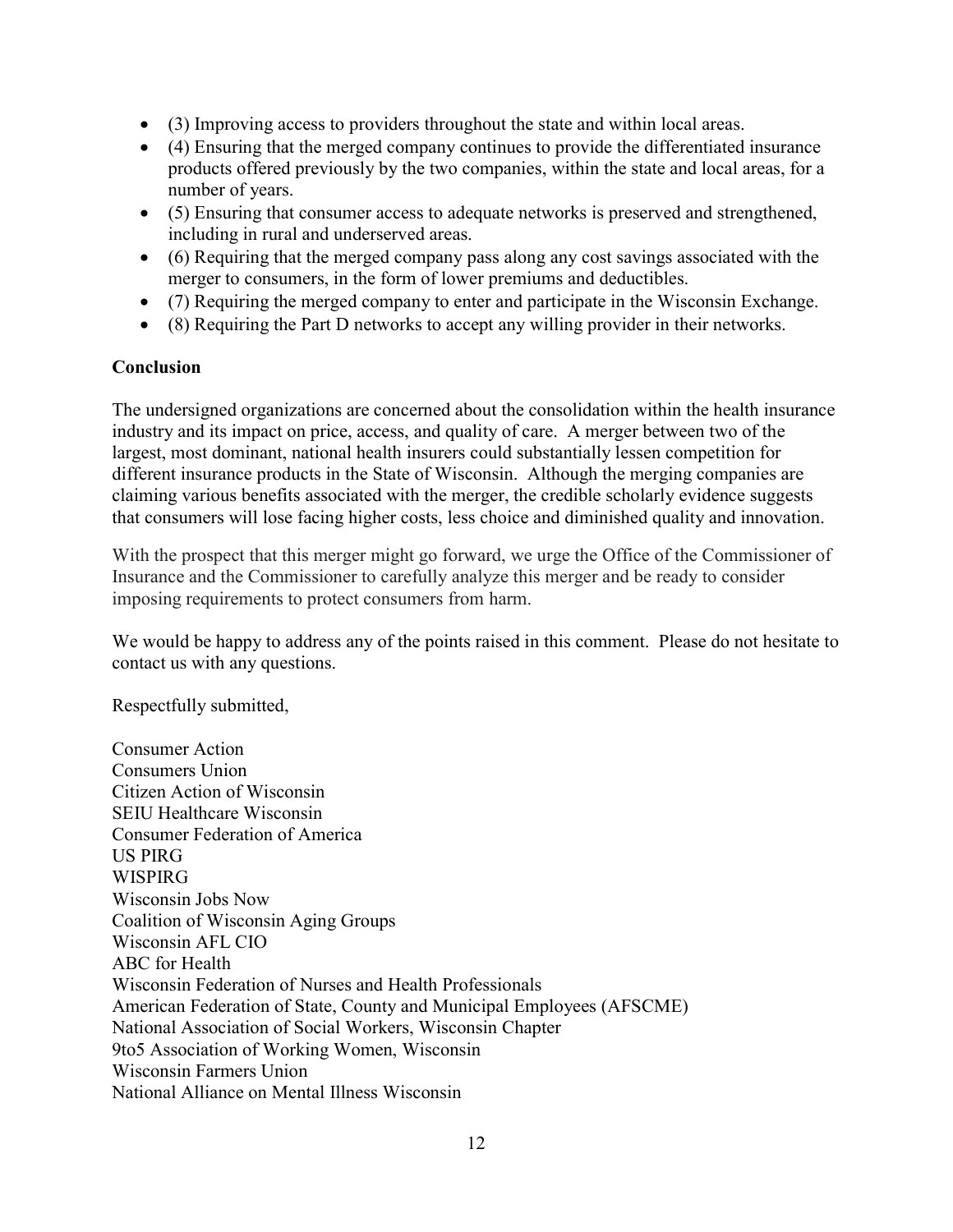- (3) Improving access to providers throughout the state and within local areas.
- (4) Ensuring that the merged company continues to provide the differentiated insurance products offered previously by the two companies, within the state and local areas, for a number of years.
- (5) Ensuring that consumer access to adequate networks is preserved and strengthened, including in rural and underserved areas.
- (6) Requiring that the merged company pass along any cost savings associated with the merger to consumers, in the form of lower premiums and deductibles.
- (7) Requiring the merged company to enter and participate in the Wisconsin Exchange.
- (8) Requiring the Part D networks to accept any willing provider in their networks.

**Conclusion**

The undersigned organizations are concerned about the consolidation within the health insurance industry and its impact on price, access, and quality of care. A merger between two of the largest, most dominant, national health insurers could substantially lessen competition for different insurance products in the State of Wisconsin. Although the merging companies are claiming various benefits associated with the merger, the credible scholarly evidence suggests that consumers will lose facing higher costs, less choice and diminished quality and innovation.

With the prospect that this merger might go forward, we urge the Office of the Commissioner of Insurance and the Commissioner to carefully analyze this merger and be ready to consider imposing requirements to protect consumers from harm.

We would be happy to address any of the points raised in this comment. Please do not hesitate to contact us with any questions.

Respectfully submitted,

Consumer Action
Consumers Union
Citizen Action of Wisconsin
SEIU Healthcare Wisconsin
Consumer Federation of America
US PIRG
WISPIRG
Wisconsin Jobs Now
Coalition of Wisconsin Aging Groups
Wisconsin AFL CIO
ABC for Health
Wisconsin Federation of Nurses and Health Professionals
American Federation of State, County and Municipal Employees (AFSCME)
National Association of Social Workers, Wisconsin Chapter
9to5 Association of Working Women, Wisconsin
Wisconsin Farmers Union
National Alliance on Mental Illness Wisconsin